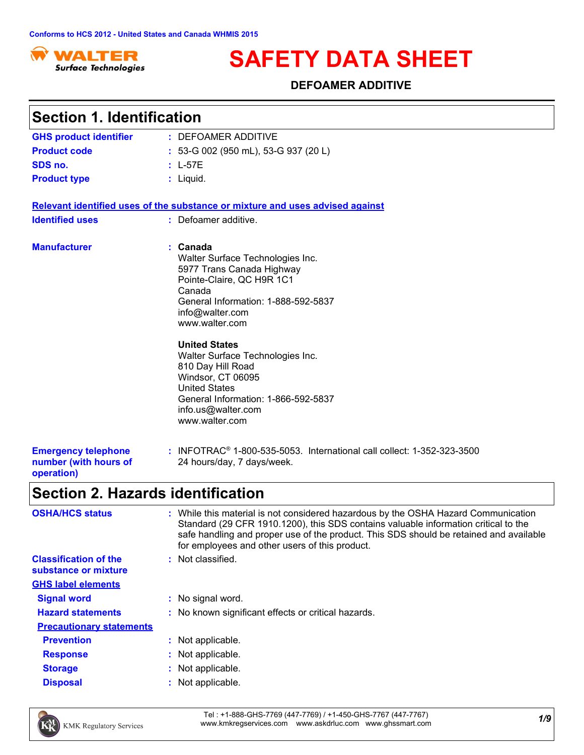Conforms to HCS 2012 - United States and Canada WHMIS 2015

WALTER Surface Technologies

# SAFETY DATA SHEET

**DEFOAMER ADDITIVE**

## Section 1. Identification

| | |
|---|---|
| **GHS product identifier** | : DEFOAMER ADDITIVE |
| **Product code** | : 53-G 002 (950 mL), 53-G 937 (20 L) |
| **SDS no.** | : L-57E |
| **Product type** | : Liquid. |

**Relevant identified uses of the substance or mixture and uses advised against**

**Identified uses** : Defoamer additive.

**Manufacturer** :

**Canada**
Walter Surface Technologies Inc.
5977 Trans Canada Highway
Pointe-Claire, QC H9R 1C1
Canada
General Information: 1-888-592-5837
info@walter.com
www.walter.com

**United States**
Walter Surface Technologies Inc.
810 Day Hill Road
Windsor, CT 06095
United States
General Information: 1-866-592-5837
info.us@walter.com
www.walter.com

**Emergency telephone number (with hours of operation)** : INFOTRAC® 1-800-535-5053. International call collect: 1-352-323-3500
24 hours/day, 7 days/week.

## Section 2. Hazards identification

**OSHA/HCS status** : While this material is not considered hazardous by the OSHA Hazard Communication Standard (29 CFR 1910.1200), this SDS contains valuable information critical to the safe handling and proper use of the product. This SDS should be retained and available for employees and other users of this product.

**Classification of the substance or mixture** : Not classified.

**GHS label elements**

**Signal word** : No signal word.

**Hazard statements** : No known significant effects or critical hazards.

**Precautionary statements**

**Prevention** : Not applicable.

**Response** : Not applicable.

**Storage** : Not applicable.

**Disposal** : Not applicable.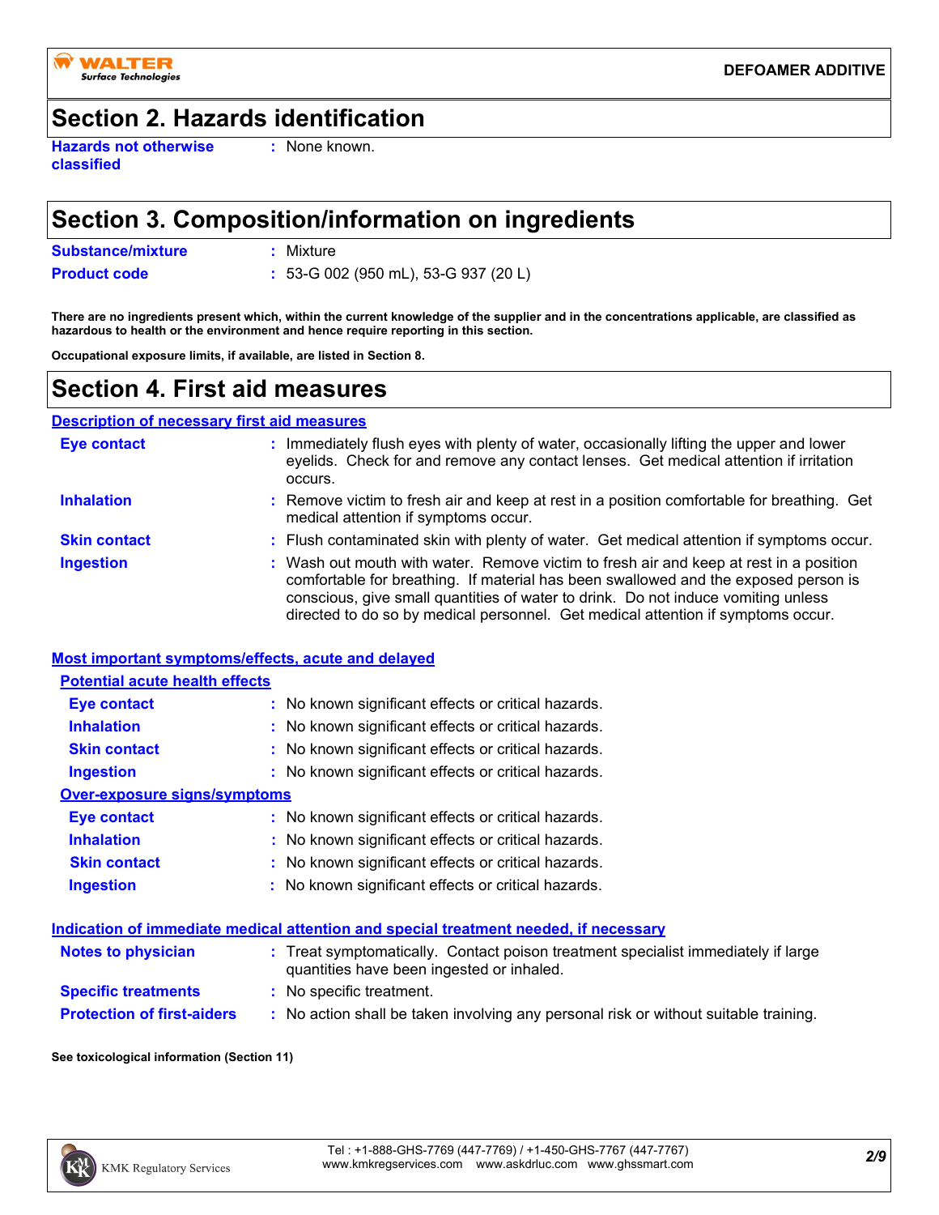## Section 2. Hazards identification

**Hazards not otherwise classified** : None known.

## Section 3. Composition/information on ingredients

**Substance/mixture** : Mixture

**Product code** : 53-G 002 (950 mL), 53-G 937 (20 L)

**There are no ingredients present which, within the current knowledge of the supplier and in the concentrations applicable, are classified as hazardous to health or the environment and hence require reporting in this section.**

**Occupational exposure limits, if available, are listed in Section 8.**

## Section 4. First aid measures

### Description of necessary first aid measures

**Eye contact** : Immediately flush eyes with plenty of water, occasionally lifting the upper and lower eyelids. Check for and remove any contact lenses. Get medical attention if irritation occurs.

**Inhalation** : Remove victim to fresh air and keep at rest in a position comfortable for breathing. Get medical attention if symptoms occur.

**Skin contact** : Flush contaminated skin with plenty of water. Get medical attention if symptoms occur.

**Ingestion** : Wash out mouth with water. Remove victim to fresh air and keep at rest in a position comfortable for breathing. If material has been swallowed and the exposed person is conscious, give small quantities of water to drink. Do not induce vomiting unless directed to do so by medical personnel. Get medical attention if symptoms occur.

### Most important symptoms/effects, acute and delayed

#### Potential acute health effects

**Eye contact** : No known significant effects or critical hazards.

**Inhalation** : No known significant effects or critical hazards.

**Skin contact** : No known significant effects or critical hazards.

**Ingestion** : No known significant effects or critical hazards.

#### Over-exposure signs/symptoms

**Eye contact** : No known significant effects or critical hazards.

**Inhalation** : No known significant effects or critical hazards.

**Skin contact** : No known significant effects or critical hazards.

**Ingestion** : No known significant effects or critical hazards.

### Indication of immediate medical attention and special treatment needed, if necessary

**Notes to physician** : Treat symptomatically. Contact poison treatment specialist immediately if large quantities have been ingested or inhaled.

**Specific treatments** : No specific treatment.

**Protection of first-aiders** : No action shall be taken involving any personal risk or without suitable training.

**See toxicological information (Section 11)**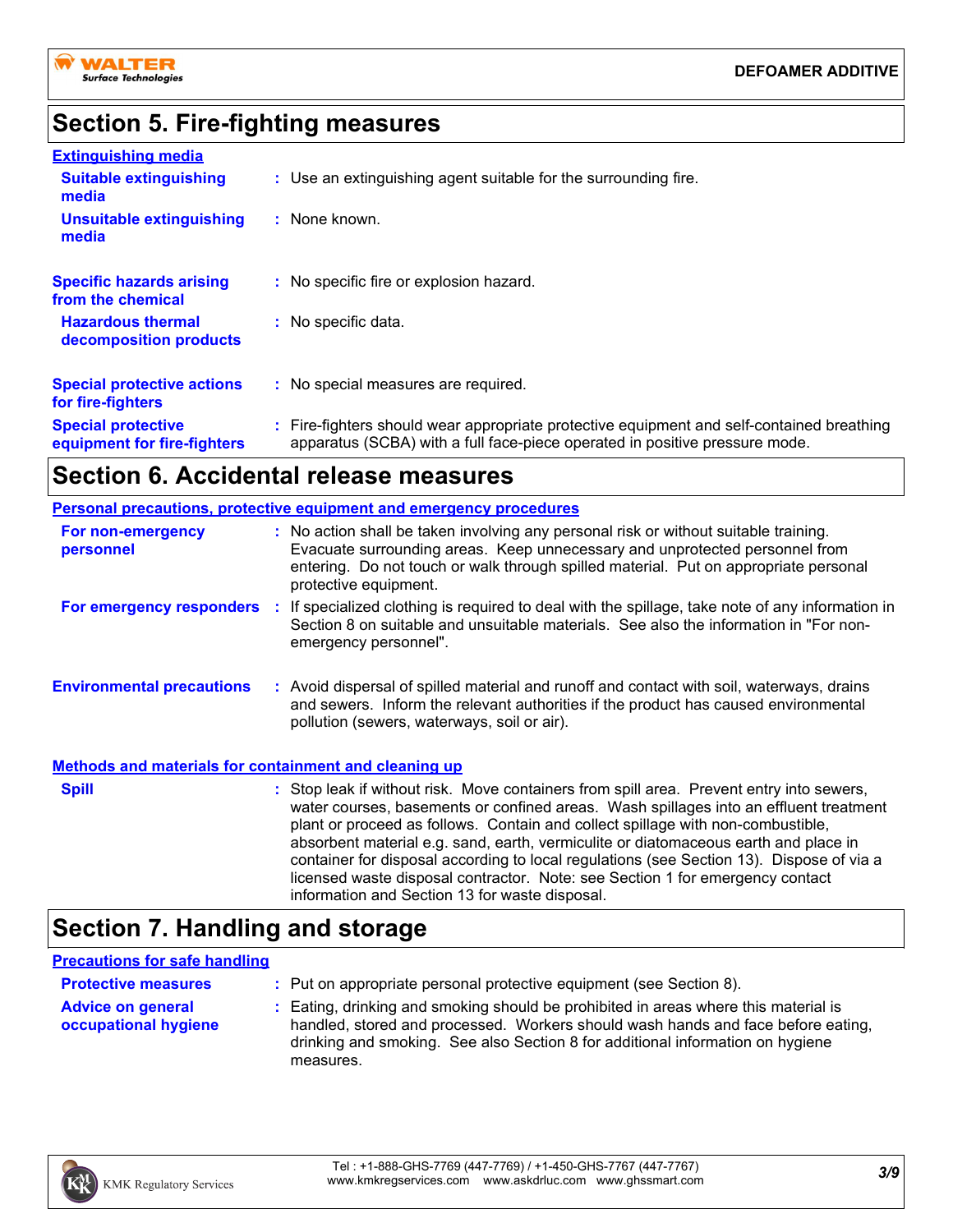## Section 5. Fire-fighting measures

**Extinguishing media**

| | |
|---|---|
| **Suitable extinguishing media** | Use an extinguishing agent suitable for the surrounding fire. |
| **Unsuitable extinguishing media** | None known. |
| **Specific hazards arising from the chemical** | No specific fire or explosion hazard. |
| **Hazardous thermal decomposition products** | No specific data. |
| **Special protective actions for fire-fighters** | No special measures are required. |
| **Special protective equipment for fire-fighters** | Fire-fighters should wear appropriate protective equipment and self-contained breathing apparatus (SCBA) with a full face-piece operated in positive pressure mode. |

## Section 6. Accidental release measures

**Personal precautions, protective equipment and emergency procedures**

| | |
|---|---|
| **For non-emergency personnel** | No action shall be taken involving any personal risk or without suitable training. Evacuate surrounding areas. Keep unnecessary and unprotected personnel from entering. Do not touch or walk through spilled material. Put on appropriate personal protective equipment. |
| **For emergency responders** | If specialized clothing is required to deal with the spillage, take note of any information in Section 8 on suitable and unsuitable materials. See also the information in "For non-emergency personnel". |
| **Environmental precautions** | Avoid dispersal of spilled material and runoff and contact with soil, waterways, drains and sewers. Inform the relevant authorities if the product has caused environmental pollution (sewers, waterways, soil or air). |

**Methods and materials for containment and cleaning up**

| | |
|---|---|
| **Spill** | Stop leak if without risk. Move containers from spill area. Prevent entry into sewers, water courses, basements or confined areas. Wash spillages into an effluent treatment plant or proceed as follows. Contain and collect spillage with non-combustible, absorbent material e.g. sand, earth, vermiculite or diatomaceous earth and place in container for disposal according to local regulations (see Section 13). Dispose of via a licensed waste disposal contractor. Note: see Section 1 for emergency contact information and Section 13 for waste disposal. |

## Section 7. Handling and storage

**Precautions for safe handling**

| | |
|---|---|
| **Protective measures** | Put on appropriate personal protective equipment (see Section 8). |
| **Advice on general occupational hygiene** | Eating, drinking and smoking should be prohibited in areas where this material is handled, stored and processed. Workers should wash hands and face before eating, drinking and smoking. See also Section 8 for additional information on hygiene measures. |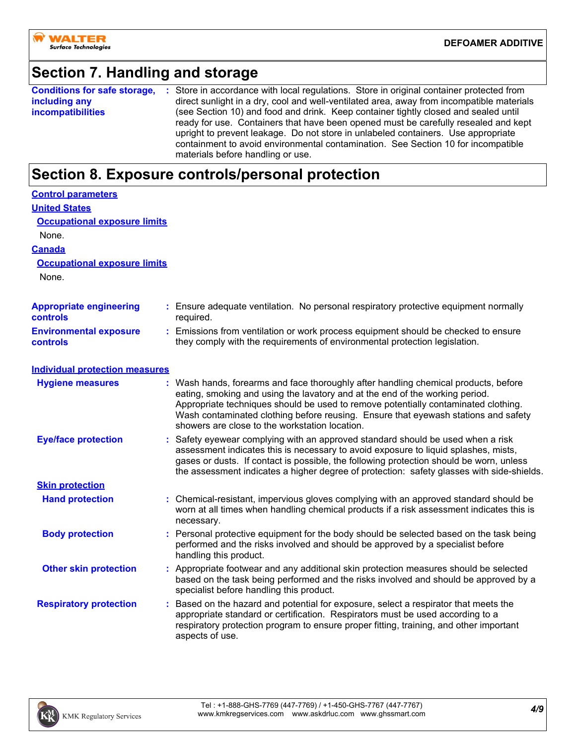## Section 7. Handling and storage

**Conditions for safe storage, including any incompatibilities** : Store in accordance with local regulations. Store in original container protected from direct sunlight in a dry, cool and well-ventilated area, away from incompatible materials (see Section 10) and food and drink. Keep container tightly closed and sealed until ready for use. Containers that have been opened must be carefully resealed and kept upright to prevent leakage. Do not store in unlabeled containers. Use appropriate containment to avoid environmental contamination. See Section 10 for incompatible materials before handling or use.

## Section 8. Exposure controls/personal protection

### Control parameters

#### United States

**Occupational exposure limits**

None.

#### Canada

**Occupational exposure limits**

None.

**Appropriate engineering controls** : Ensure adequate ventilation. No personal respiratory protective equipment normally required.

**Environmental exposure controls** : Emissions from ventilation or work process equipment should be checked to ensure they comply with the requirements of environmental protection legislation.

### Individual protection measures

**Hygiene measures** : Wash hands, forearms and face thoroughly after handling chemical products, before eating, smoking and using the lavatory and at the end of the working period. Appropriate techniques should be used to remove potentially contaminated clothing. Wash contaminated clothing before reusing. Ensure that eyewash stations and safety showers are close to the workstation location.

**Eye/face protection** : Safety eyewear complying with an approved standard should be used when a risk assessment indicates this is necessary to avoid exposure to liquid splashes, mists, gases or dusts. If contact is possible, the following protection should be worn, unless the assessment indicates a higher degree of protection: safety glasses with side-shields.

#### Skin protection

**Hand protection** : Chemical-resistant, impervious gloves complying with an approved standard should be worn at all times when handling chemical products if a risk assessment indicates this is necessary.

**Body protection** : Personal protective equipment for the body should be selected based on the task being performed and the risks involved and should be approved by a specialist before handling this product.

**Other skin protection** : Appropriate footwear and any additional skin protection measures should be selected based on the task being performed and the risks involved and should be approved by a specialist before handling this product.

**Respiratory protection** : Based on the hazard and potential for exposure, select a respirator that meets the appropriate standard or certification. Respirators must be used according to a respiratory protection program to ensure proper fitting, training, and other important aspects of use.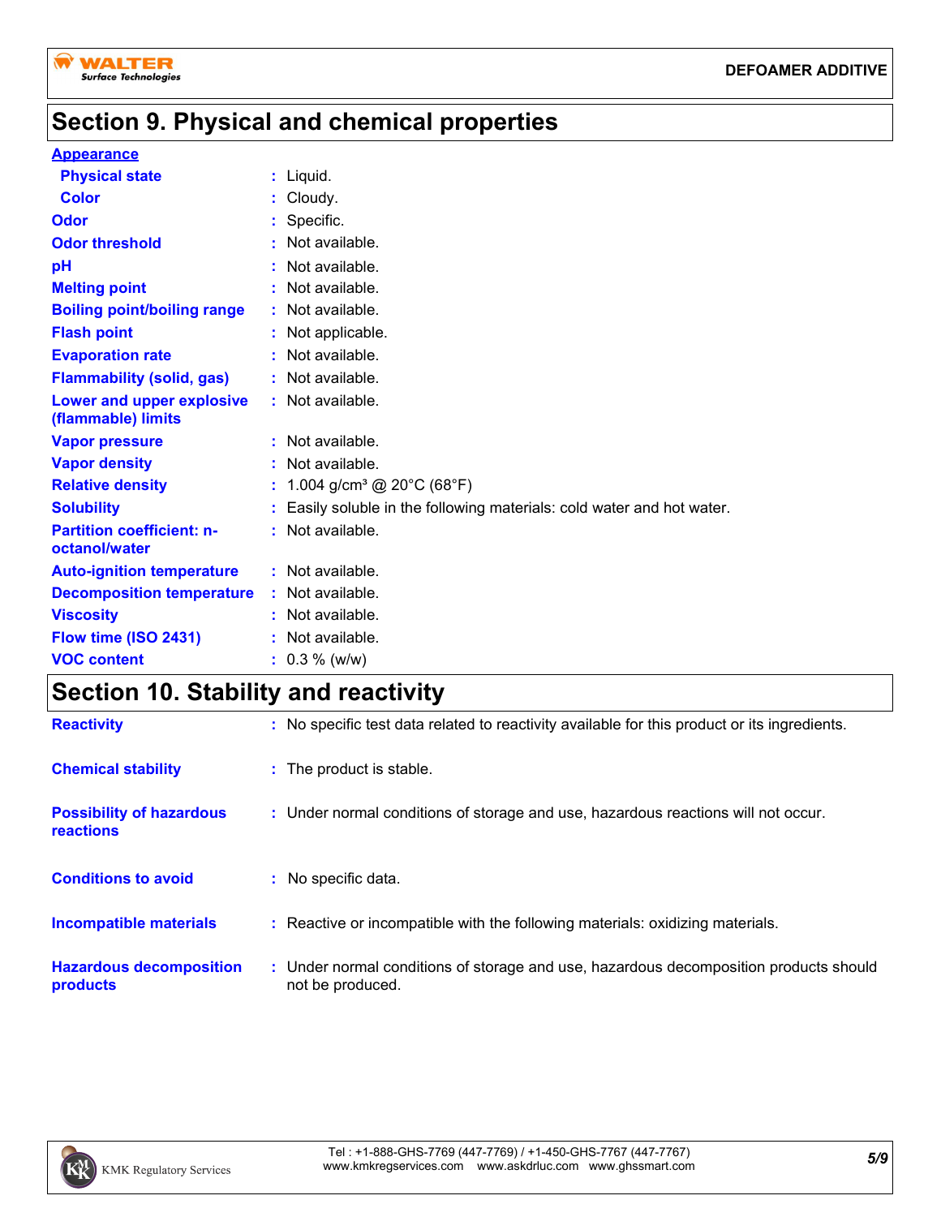## Section 9. Physical and chemical properties

**Appearance**

| | | |
|---|---|---|
| **Physical state** | : | Liquid. |
| **Color** | : | Cloudy. |
| **Odor** | : | Specific. |
| **Odor threshold** | : | Not available. |
| **pH** | : | Not available. |
| **Melting point** | : | Not available. |
| **Boiling point/boiling range** | : | Not available. |
| **Flash point** | : | Not applicable. |
| **Evaporation rate** | : | Not available. |
| **Flammability (solid, gas)** | : | Not available. |
| **Lower and upper explosive (flammable) limits** | : | Not available. |
| **Vapor pressure** | : | Not available. |
| **Vapor density** | : | Not available. |
| **Relative density** | : | 1.004 g/cm³ @ 20°C (68°F) |
| **Solubility** | : | Easily soluble in the following materials: cold water and hot water. |
| **Partition coefficient: n-octanol/water** | : | Not available. |
| **Auto-ignition temperature** | : | Not available. |
| **Decomposition temperature** | : | Not available. |
| **Viscosity** | : | Not available. |
| **Flow time (ISO 2431)** | : | Not available. |
| **VOC content** | : | 0.3 % (w/w) |

## Section 10. Stability and reactivity

| | | |
|---|---|---|
| **Reactivity** | : | No specific test data related to reactivity available for this product or its ingredients. |
| **Chemical stability** | : | The product is stable. |
| **Possibility of hazardous reactions** | : | Under normal conditions of storage and use, hazardous reactions will not occur. |
| **Conditions to avoid** | : | No specific data. |
| **Incompatible materials** | : | Reactive or incompatible with the following materials: oxidizing materials. |
| **Hazardous decomposition products** | : | Under normal conditions of storage and use, hazardous decomposition products should not be produced. |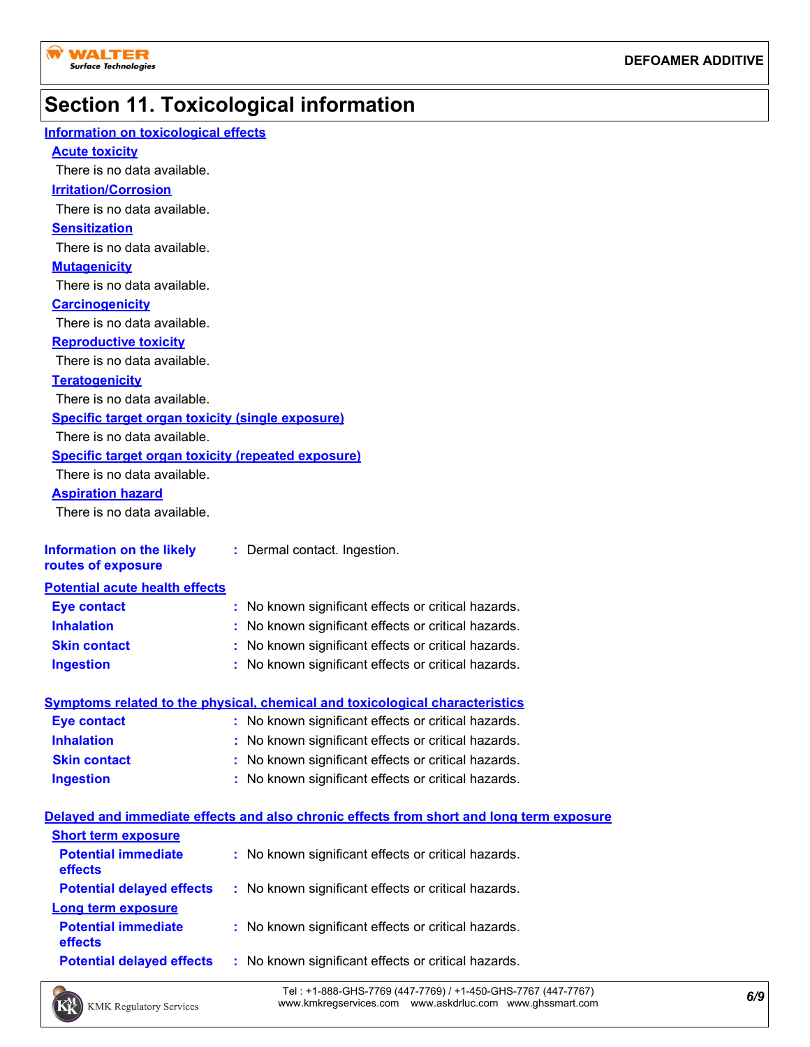# Section 11. Toxicological information

## Information on toxicological effects

### Acute toxicity

There is no data available.

### Irritation/Corrosion

There is no data available.

### Sensitization

There is no data available.

### Mutagenicity

There is no data available.

### Carcinogenicity

There is no data available.

### Reproductive toxicity

There is no data available.

### Teratogenicity

There is no data available.

### Specific target organ toxicity (single exposure)

There is no data available.

### Specific target organ toxicity (repeated exposure)

There is no data available.

### Aspiration hazard

There is no data available.

**Information on the likely routes of exposure** : Dermal contact. Ingestion.

## Potential acute health effects

**Eye contact** : No known significant effects or critical hazards.

**Inhalation** : No known significant effects or critical hazards.

**Skin contact** : No known significant effects or critical hazards.

**Ingestion** : No known significant effects or critical hazards.

## Symptoms related to the physical, chemical and toxicological characteristics

**Eye contact** : No known significant effects or critical hazards.

**Inhalation** : No known significant effects or critical hazards.

**Skin contact** : No known significant effects or critical hazards.

**Ingestion** : No known significant effects or critical hazards.

## Delayed and immediate effects and also chronic effects from short and long term exposure

### Short term exposure

**Potential immediate effects** : No known significant effects or critical hazards.

**Potential delayed effects** : No known significant effects or critical hazards.

### Long term exposure

**Potential immediate effects** : No known significant effects or critical hazards.

**Potential delayed effects** : No known significant effects or critical hazards.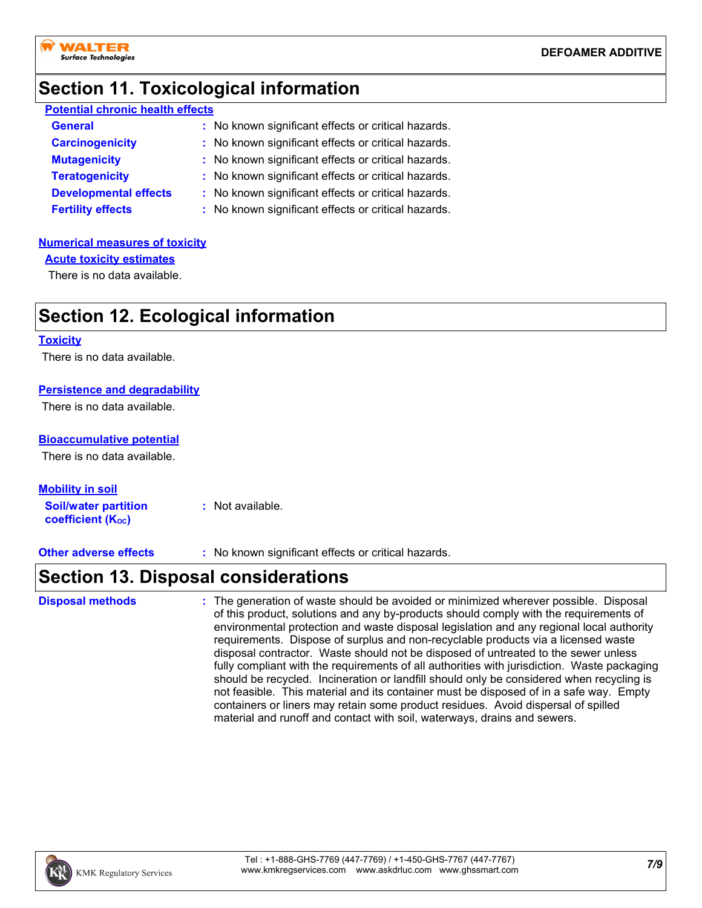## Section 11. Toxicological information

**Potential chronic health effects**

| | |
|---|---|
| **General** | : No known significant effects or critical hazards. |
| **Carcinogenicity** | : No known significant effects or critical hazards. |
| **Mutagenicity** | : No known significant effects or critical hazards. |
| **Teratogenicity** | : No known significant effects or critical hazards. |
| **Developmental effects** | : No known significant effects or critical hazards. |
| **Fertility effects** | : No known significant effects or critical hazards. |

**Numerical measures of toxicity**

**Acute toxicity estimates**

There is no data available.

## Section 12. Ecological information

**Toxicity**

There is no data available.

**Persistence and degradability**

There is no data available.

**Bioaccumulative potential**

There is no data available.

**Mobility in soil**

**Soil/water partition coefficient ($K_{OC}$)** : Not available.

**Other adverse effects** : No known significant effects or critical hazards.

## Section 13. Disposal considerations

**Disposal methods** : The generation of waste should be avoided or minimized wherever possible. Disposal of this product, solutions and any by-products should comply with the requirements of environmental protection and waste disposal legislation and any regional local authority requirements. Dispose of surplus and non-recyclable products via a licensed waste disposal contractor. Waste should not be disposed of untreated to the sewer unless fully compliant with the requirements of all authorities with jurisdiction. Waste packaging should be recycled. Incineration or landfill should only be considered when recycling is not feasible. This material and its container must be disposed of in a safe way. Empty containers or liners may retain some product residues. Avoid dispersal of spilled material and runoff and contact with soil, waterways, drains and sewers.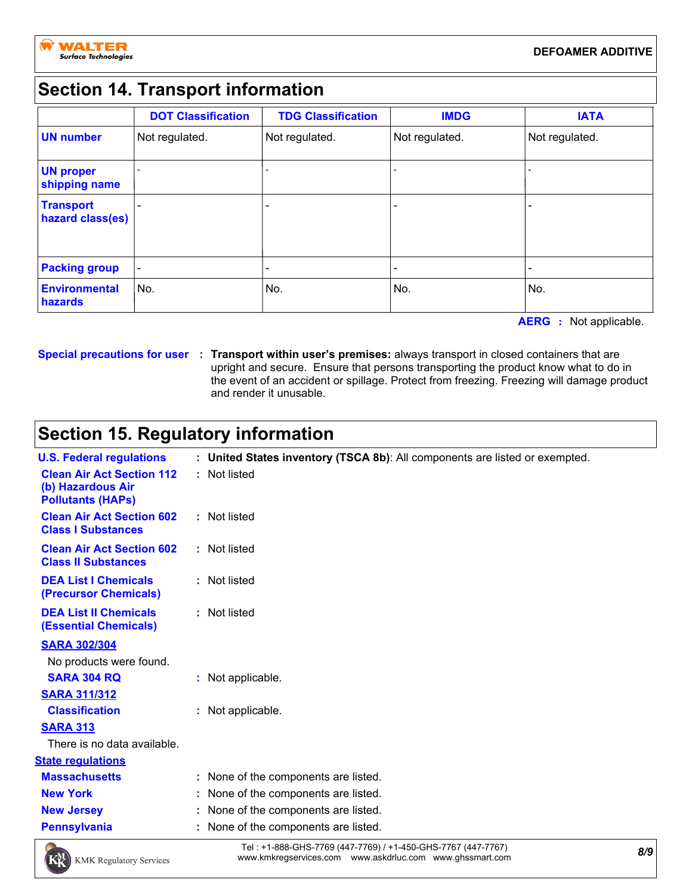## Section 14. Transport information

| | DOT Classification | TDG Classification | IMDG | IATA |
|---|---|---|---|---|
| **UN number** | Not regulated. | Not regulated. | Not regulated. | Not regulated. |
| **UN proper shipping name** | - | - | - | - |
| **Transport hazard class(es)** | - | - | - | - |
| **Packing group** | - | - | - | - |
| **Environmental hazards** | No. | No. | No. | No. |

**AERG** : Not applicable.

**Special precautions for user** : **Transport within user's premises:** always transport in closed containers that are upright and secure. Ensure that persons transporting the product know what to do in the event of an accident or spillage. Protect from freezing. Freezing will damage product and render it unusable.

## Section 15. Regulatory information

**U.S. Federal regulations** : **United States inventory (TSCA 8b)**: All components are listed or exempted.

**Clean Air Act Section 112 (b) Hazardous Air Pollutants (HAPs)** : Not listed

**Clean Air Act Section 602 Class I Substances** : Not listed

**Clean Air Act Section 602 Class II Substances** : Not listed

**DEA List I Chemicals (Precursor Chemicals)** : Not listed

**DEA List II Chemicals (Essential Chemicals)** : Not listed

**SARA 302/304**

No products were found.

**SARA 304 RQ** : Not applicable.

**SARA 311/312**

**Classification** : Not applicable.

**SARA 313**

There is no data available.

**State regulations**

**Massachusetts** : None of the components are listed.

**New York** : None of the components are listed.

**New Jersey** : None of the components are listed.

**Pennsylvania** : None of the components are listed.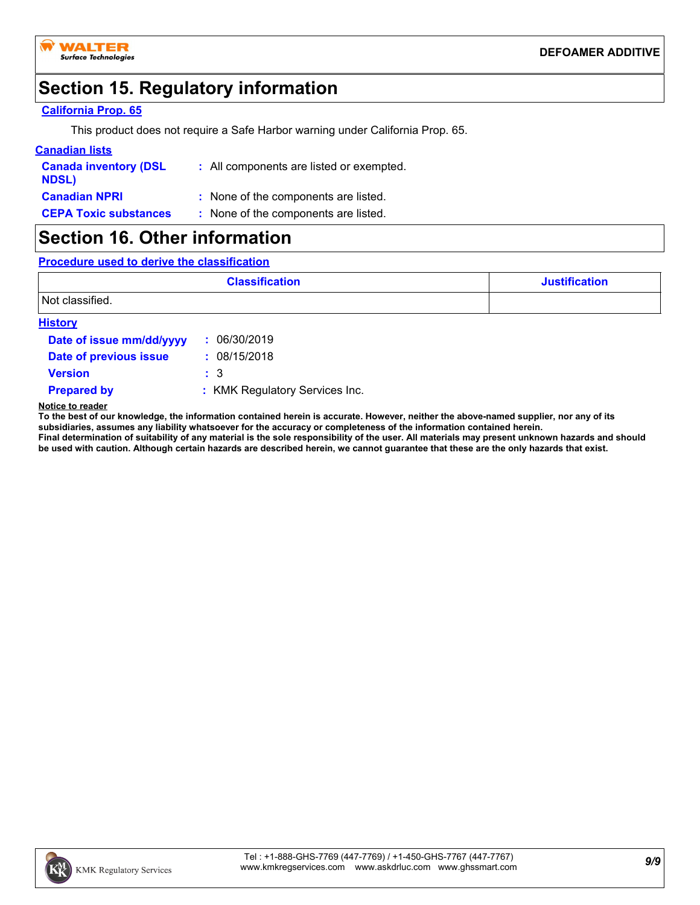## Section 15. Regulatory information

**California Prop. 65**

This product does not require a Safe Harbor warning under California Prop. 65.

**Canadian lists**

**Canada inventory (DSL NDSL)** : All components are listed or exempted.

**Canadian NPRI** : None of the components are listed.

**CEPA Toxic substances** : None of the components are listed.

## Section 16. Other information

**Procedure used to derive the classification**

| Classification | Justification |
| --- | --- |
| Not classified. | |

**History**

**Date of issue mm/dd/yyyy** : 06/30/2019

**Date of previous issue** : 08/15/2018

**Version** : 3

**Prepared by** : KMK Regulatory Services Inc.

**Notice to reader**

**To the best of our knowledge, the information contained herein is accurate. However, neither the above-named supplier, nor any of its subsidiaries, assumes any liability whatsoever for the accuracy or completeness of the information contained herein.**
**Final determination of suitability of any material is the sole responsibility of the user. All materials may present unknown hazards and should be used with caution. Although certain hazards are described herein, we cannot guarantee that these are the only hazards that exist.**

Tel : +1-888-GHS-7769 (447-7769) / +1-450-GHS-7767 (447-7767)
www.kmkregservices.com www.askdrluc.com www.ghssmart.com